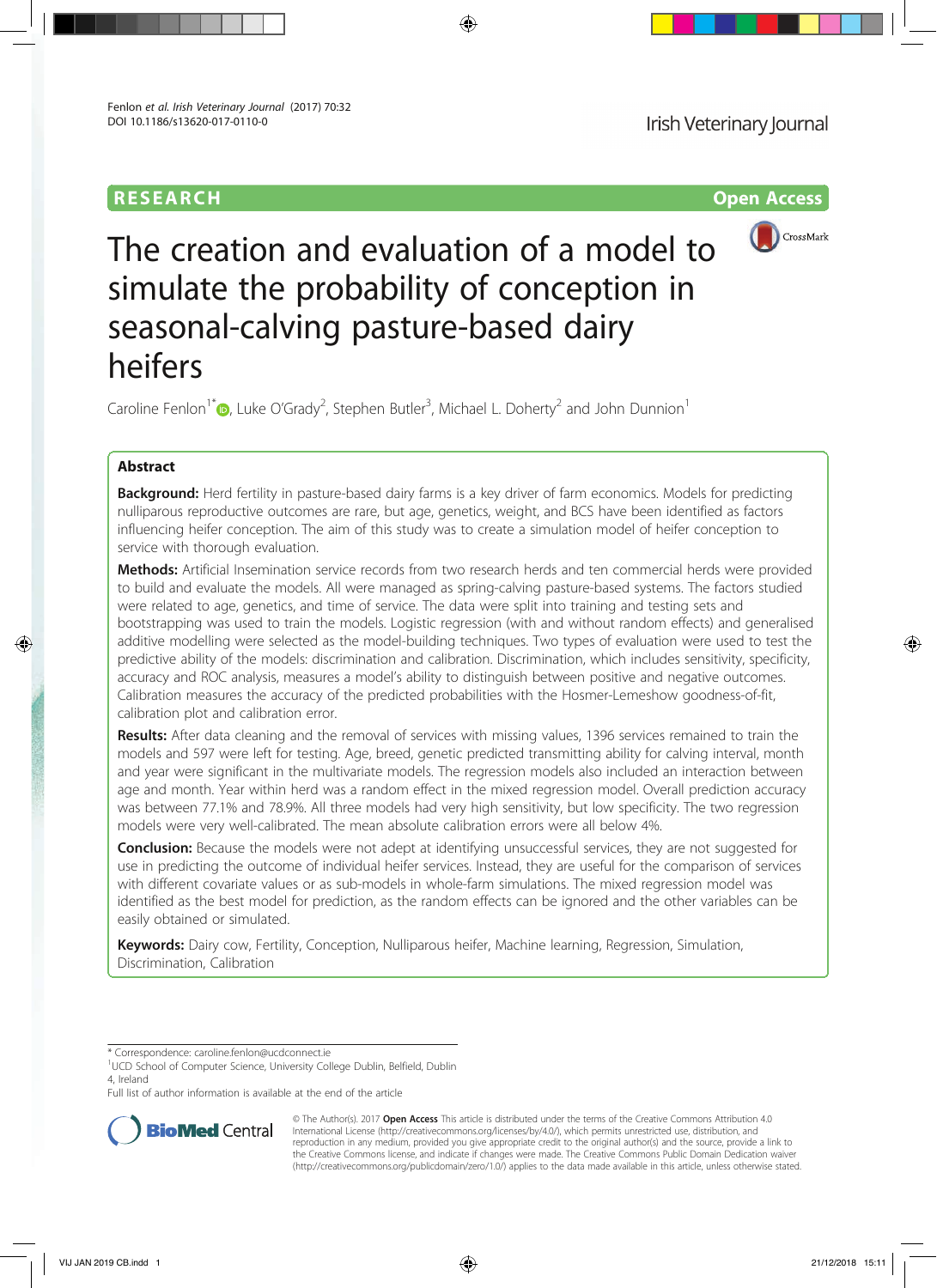RESEARCH

Open Access

# The creation and evaluation of a model to simulate the probability of conception in seasonal-calving pasture-based dairy heifers

Caroline Fenlon[1*], Luke O'Grady[2], Stephen Butler[3], Michael L. Doherty[2] and John Dunnion[1]

## Abstract

**Background:** Herd fertility in pasture-based dairy farms is a key driver of farm economics. Models for predicting nulliparous reproductive outcomes are rare, but age, genetics, weight, and BCS have been identified as factors influencing heifer conception. The aim of this study was to create a simulation model of heifer conception to service with thorough evaluation.

**Methods:** Artificial Insemination service records from two research herds and ten commercial herds were provided to build and evaluate the models. All were managed as spring-calving pasture-based systems. The factors studied were related to age, genetics, and time of service. The data were split into training and testing sets and bootstrapping was used to train the models. Logistic regression (with and without random effects) and generalised additive modelling were selected as the model-building techniques. Two types of evaluation were used to test the predictive ability of the models: discrimination and calibration. Discrimination, which includes sensitivity, specificity, accuracy and ROC analysis, measures a model's ability to distinguish between positive and negative outcomes. Calibration measures the accuracy of the predicted probabilities with the Hosmer-Lemeshow goodness-of-fit, calibration plot and calibration error.

**Results:** After data cleaning and the removal of services with missing values, 1396 services remained to train the models and 597 were left for testing. Age, breed, genetic predicted transmitting ability for calving interval, month and year were significant in the multivariate models. The regression models also included an interaction between age and month. Year within herd was a random effect in the mixed regression model. Overall prediction accuracy was between 77.1% and 78.9%. All three models had very high sensitivity, but low specificity. The two regression models were very well-calibrated. The mean absolute calibration errors were all below 4%.

**Conclusion:** Because the models were not adept at identifying unsuccessful services, they are not suggested for use in predicting the outcome of individual heifer services. Instead, they are useful for the comparison of services with different covariate values or as sub-models in whole-farm simulations. The mixed regression model was identified as the best model for prediction, as the random effects can be ignored and the other variables can be easily obtained or simulated.

**Keywords:** Dairy cow, Fertility, Conception, Nulliparous heifer, Machine learning, Regression, Simulation, Discrimination, Calibration

---

\* Correspondence: caroline.fenlon@ucdconnect.ie

[1]UCD School of Computer Science, University College Dublin, Belfield, Dublin 4, Ireland

Full list of author information is available at the end of the article

© The Author(s). 2017 **Open Access** This article is distributed under the terms of the Creative Commons Attribution 4.0 International License (http://creativecommons.org/licenses/by/4.0/), which permits unrestricted use, distribution, and reproduction in any medium, provided you give appropriate credit to the original author(s) and the source, provide a link to the Creative Commons license, and indicate if changes were made. The Creative Commons Public Domain Dedication waiver (http://creativecommons.org/publicdomain/zero/1.0/) applies to the data made available in this article, unless otherwise stated.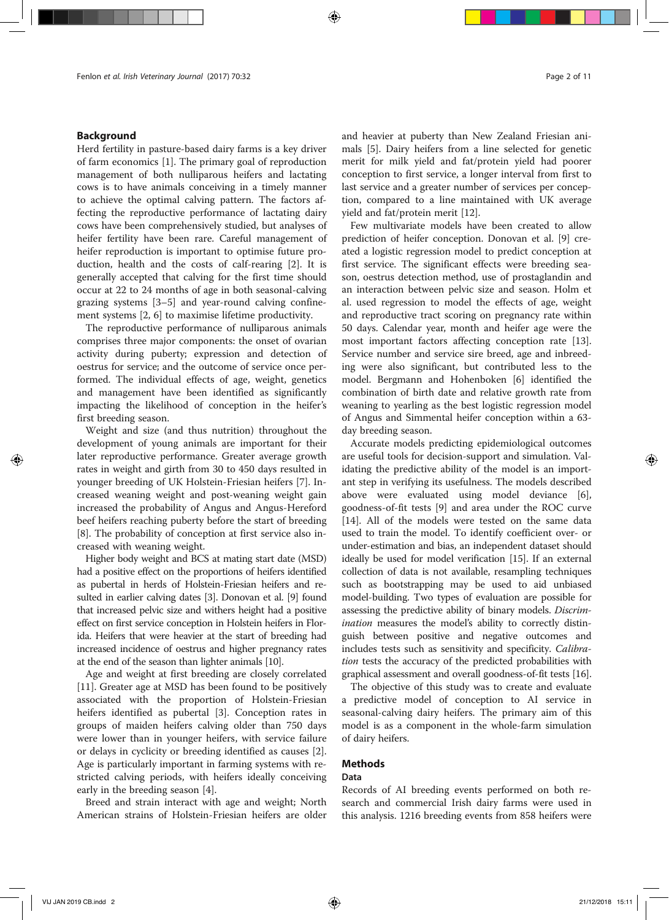## Background

Herd fertility in pasture-based dairy farms is a key driver of farm economics [1]. The primary goal of reproduction management of both nulliparous heifers and lactating cows is to have animals conceiving in a timely manner to achieve the optimal calving pattern. The factors affecting the reproductive performance of lactating dairy cows have been comprehensively studied, but analyses of heifer fertility have been rare. Careful management of heifer reproduction is important to optimise future production, health and the costs of calf-rearing [2]. It is generally accepted that calving for the first time should occur at 22 to 24 months of age in both seasonal-calving grazing systems [3–5] and year-round calving confinement systems [2, 6] to maximise lifetime productivity.

The reproductive performance of nulliparous animals comprises three major components: the onset of ovarian activity during puberty; expression and detection of oestrus for service; and the outcome of service once performed. The individual effects of age, weight, genetics and management have been identified as significantly impacting the likelihood of conception in the heifer's first breeding season.

Weight and size (and thus nutrition) throughout the development of young animals are important for their later reproductive performance. Greater average growth rates in weight and girth from 30 to 450 days resulted in younger breeding of UK Holstein-Friesian heifers [7]. Increased weaning weight and post-weaning weight gain increased the probability of Angus and Angus-Hereford beef heifers reaching puberty before the start of breeding [8]. The probability of conception at first service also increased with weaning weight.

Higher body weight and BCS at mating start date (MSD) had a positive effect on the proportions of heifers identified as pubertal in herds of Holstein-Friesian heifers and resulted in earlier calving dates [3]. Donovan et al. [9] found that increased pelvic size and withers height had a positive effect on first service conception in Holstein heifers in Florida. Heifers that were heavier at the start of breeding had increased incidence of oestrus and higher pregnancy rates at the end of the season than lighter animals [10].

Age and weight at first breeding are closely correlated [11]. Greater age at MSD has been found to be positively associated with the proportion of Holstein-Friesian heifers identified as pubertal [3]. Conception rates in groups of maiden heifers calving older than 750 days were lower than in younger heifers, with service failure or delays in cyclicity or breeding identified as causes [2]. Age is particularly important in farming systems with restricted calving periods, with heifers ideally conceiving early in the breeding season [4].

Breed and strain interact with age and weight; North American strains of Holstein-Friesian heifers are older and heavier at puberty than New Zealand Friesian animals [5]. Dairy heifers from a line selected for genetic merit for milk yield and fat/protein yield had poorer conception to first service, a longer interval from first to last service and a greater number of services per conception, compared to a line maintained with UK average yield and fat/protein merit [12].

Few multivariate models have been created to allow prediction of heifer conception. Donovan et al. [9] created a logistic regression model to predict conception at first service. The significant effects were breeding season, oestrus detection method, use of prostaglandin and an interaction between pelvic size and season. Holm et al. used regression to model the effects of age, weight and reproductive tract scoring on pregnancy rate within 50 days. Calendar year, month and heifer age were the most important factors affecting conception rate [13]. Service number and service sire breed, age and inbreeding were also significant, but contributed less to the model. Bergmann and Hohenboken [6] identified the combination of birth date and relative growth rate from weaning to yearling as the best logistic regression model of Angus and Simmental heifer conception within a 63-day breeding season.

Accurate models predicting epidemiological outcomes are useful tools for decision-support and simulation. Validating the predictive ability of the model is an important step in verifying its usefulness. The models described above were evaluated using model deviance [6], goodness-of-fit tests [9] and area under the ROC curve [14]. All of the models were tested on the same data used to train the model. To identify coefficient over- or under-estimation and bias, an independent dataset should ideally be used for model verification [15]. If an external collection of data is not available, resampling techniques such as bootstrapping may be used to aid unbiased model-building. Two types of evaluation are possible for assessing the predictive ability of binary models. *Discrimination* measures the model's ability to correctly distinguish between positive and negative outcomes and includes tests such as sensitivity and specificity. *Calibration* tests the accuracy of the predicted probabilities with graphical assessment and overall goodness-of-fit tests [16].

The objective of this study was to create and evaluate a predictive model of conception to AI service in seasonal-calving dairy heifers. The primary aim of this model is as a component in the whole-farm simulation of dairy heifers.

## Methods

### Data

Records of AI breeding events performed on both research and commercial Irish dairy farms were used in this analysis. 1216 breeding events from 858 heifers were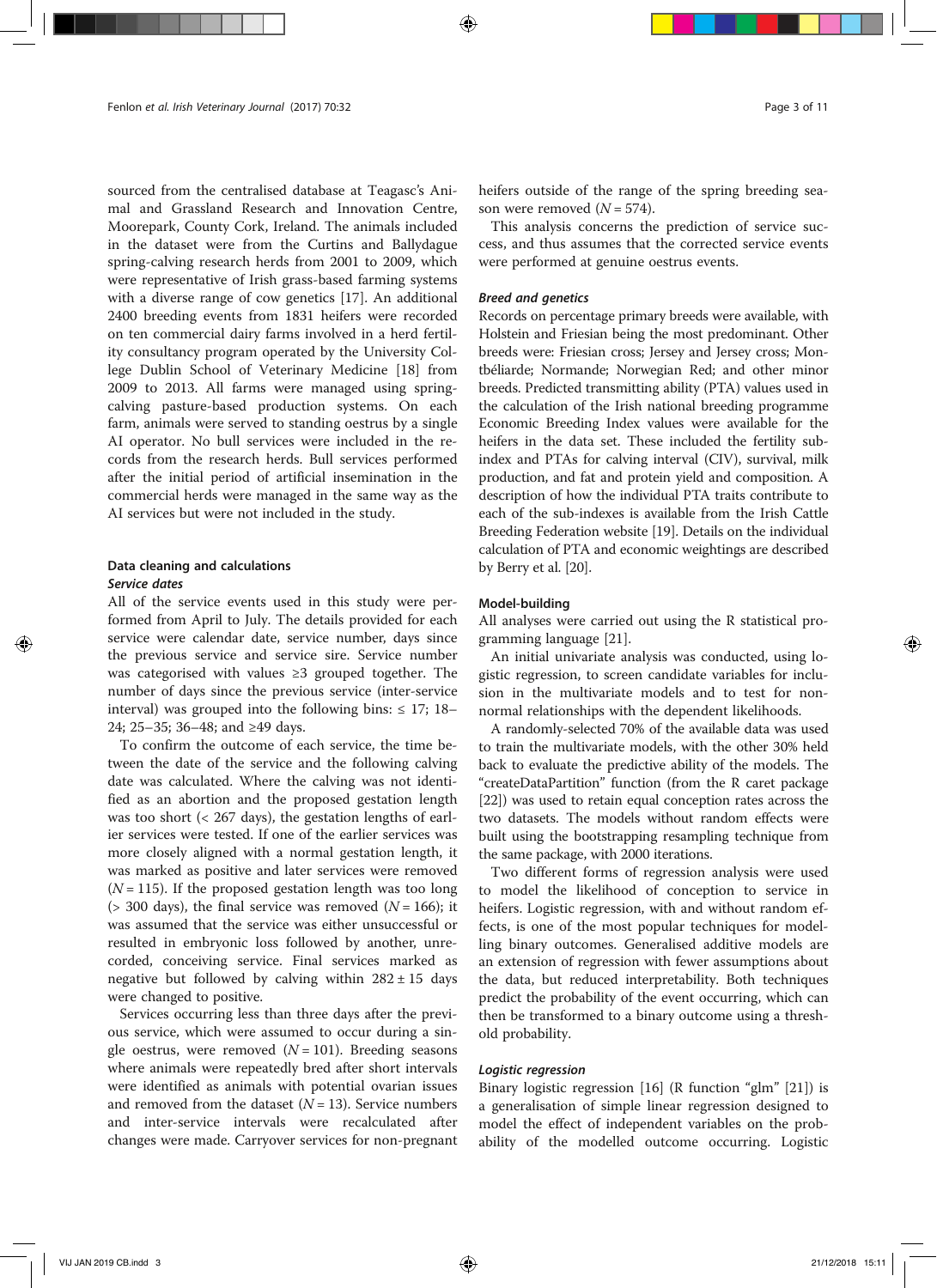sourced from the centralised database at Teagasc's Animal and Grassland Research and Innovation Centre, Moorepark, County Cork, Ireland. The animals included in the dataset were from the Curtins and Ballydague spring-calving research herds from 2001 to 2009, which were representative of Irish grass-based farming systems with a diverse range of cow genetics [17]. An additional 2400 breeding events from 1831 heifers were recorded on ten commercial dairy farms involved in a herd fertility consultancy program operated by the University College Dublin School of Veterinary Medicine [18] from 2009 to 2013. All farms were managed using spring-calving pasture-based production systems. On each farm, animals were served to standing oestrus by a single AI operator. No bull services were included in the records from the research herds. Bull services performed after the initial period of artificial insemination in the commercial herds were managed in the same way as the AI services but were not included in the study.

## Data cleaning and calculations

### *Service dates*

All of the service events used in this study were performed from April to July. The details provided for each service were calendar date, service number, days since the previous service and service sire. Service number was categorised with values ≥3 grouped together. The number of days since the previous service (inter-service interval) was grouped into the following bins: ≤ 17; 18–24; 25–35; 36–48; and ≥49 days.

To confirm the outcome of each service, the time between the date of the service and the following calving date was calculated. Where the calving was not identified as an abortion and the proposed gestation length was too short (< 267 days), the gestation lengths of earlier services were tested. If one of the earlier services was more closely aligned with a normal gestation length, it was marked as positive and later services were removed ($N = 115$). If the proposed gestation length was too long (> 300 days), the final service was removed ($N = 166$); it was assumed that the service was either unsuccessful or resulted in embryonic loss followed by another, unrecorded, conceiving service. Final services marked as negative but followed by calving within $282 \pm 15$ days were changed to positive.

Services occurring less than three days after the previous service, which were assumed to occur during a single oestrus, were removed ($N = 101$). Breeding seasons where animals were repeatedly bred after short intervals were identified as animals with potential ovarian issues and removed from the dataset ($N = 13$). Service numbers and inter-service intervals were recalculated after changes were made. Carryover services for non-pregnant heifers outside of the range of the spring breeding season were removed ($N = 574$).

This analysis concerns the prediction of service success, and thus assumes that the corrected service events were performed at genuine oestrus events.

### *Breed and genetics*

Records on percentage primary breeds were available, with Holstein and Friesian being the most predominant. Other breeds were: Friesian cross; Jersey and Jersey cross; Montbéliarde; Normande; Norwegian Red; and other minor breeds. Predicted transmitting ability (PTA) values used in the calculation of the Irish national breeding programme Economic Breeding Index values were available for the heifers in the data set. These included the fertility sub-index and PTAs for calving interval (CIV), survival, milk production, and fat and protein yield and composition. A description of how the individual PTA traits contribute to each of the sub-indexes is available from the Irish Cattle Breeding Federation website [19]. Details on the individual calculation of PTA and economic weightings are described by Berry et al. [20].

## Model-building

All analyses were carried out using the R statistical programming language [21].

An initial univariate analysis was conducted, using logistic regression, to screen candidate variables for inclusion in the multivariate models and to test for non-normal relationships with the dependent likelihoods.

A randomly-selected 70% of the available data was used to train the multivariate models, with the other 30% held back to evaluate the predictive ability of the models. The "createDataPartition" function (from the R caret package [22]) was used to retain equal conception rates across the two datasets. The models without random effects were built using the bootstrapping resampling technique from the same package, with 2000 iterations.

Two different forms of regression analysis were used to model the likelihood of conception to service in heifers. Logistic regression, with and without random effects, is one of the most popular techniques for modelling binary outcomes. Generalised additive models are an extension of regression with fewer assumptions about the data, but reduced interpretability. Both techniques predict the probability of the event occurring, which can then be transformed to a binary outcome using a threshold probability.

### *Logistic regression*

Binary logistic regression [16] (R function "glm" [21]) is a generalisation of simple linear regression designed to model the effect of independent variables on the probability of the modelled outcome occurring. Logistic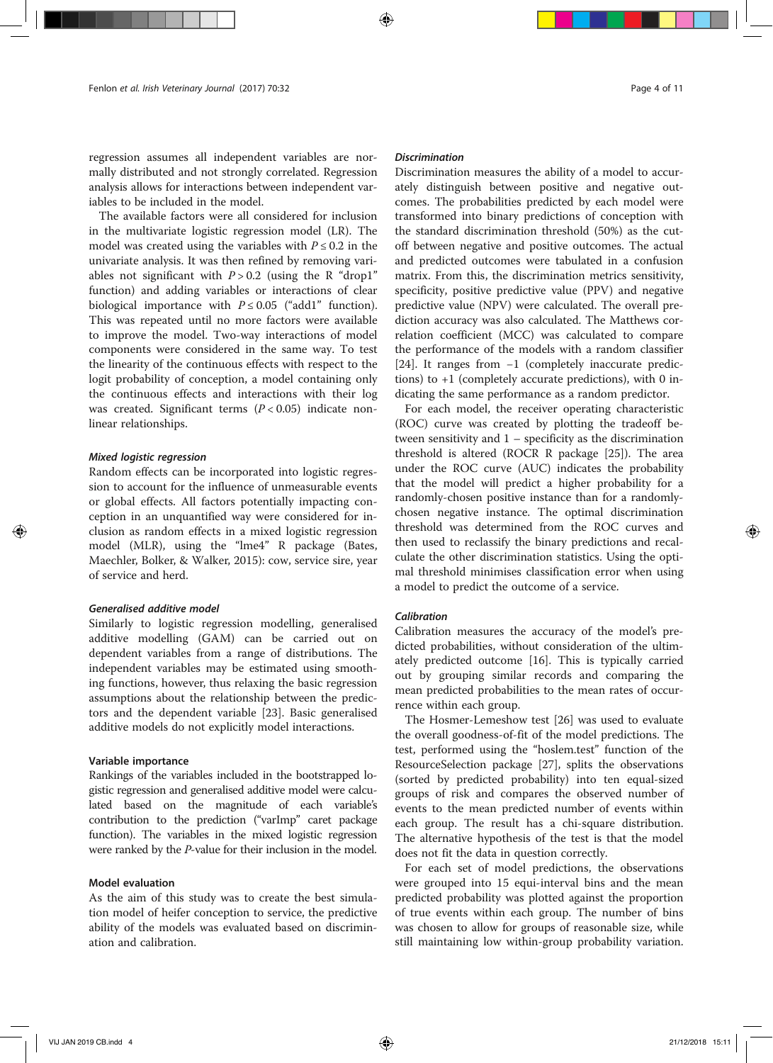regression assumes all independent variables are normally distributed and not strongly correlated. Regression analysis allows for interactions between independent variables to be included in the model.

The available factors were all considered for inclusion in the multivariate logistic regression model (LR). The model was created using the variables with $P \leq 0.2$ in the univariate analysis. It was then refined by removing variables not significant with $P > 0.2$ (using the R "drop1" function) and adding variables or interactions of clear biological importance with $P \leq 0.05$ ("add1" function). This was repeated until no more factors were available to improve the model. Two-way interactions of model components were considered in the same way. To test the linearity of the continuous effects with respect to the logit probability of conception, a model containing only the continuous effects and interactions with their log was created. Significant terms ($P < 0.05$) indicate non-linear relationships.

### *Mixed logistic regression*

Random effects can be incorporated into logistic regression to account for the influence of unmeasurable events or global effects. All factors potentially impacting conception in an unquantified way were considered for inclusion as random effects in a mixed logistic regression model (MLR), using the "lme4" R package (Bates, Maechler, Bolker, & Walker, 2015): cow, service sire, year of service and herd.

### *Generalised additive model*

Similarly to logistic regression modelling, generalised additive modelling (GAM) can be carried out on dependent variables from a range of distributions. The independent variables may be estimated using smoothing functions, however, thus relaxing the basic regression assumptions about the relationship between the predictors and the dependent variable [23]. Basic generalised additive models do not explicitly model interactions.

## Variable importance

Rankings of the variables included in the bootstrapped logistic regression and generalised additive model were calculated based on the magnitude of each variable's contribution to the prediction ("varImp" caret package function). The variables in the mixed logistic regression were ranked by the *P*-value for their inclusion in the model.

## Model evaluation

As the aim of this study was to create the best simulation model of heifer conception to service, the predictive ability of the models was evaluated based on discrimination and calibration.

### *Discrimination*

Discrimination measures the ability of a model to accurately distinguish between positive and negative outcomes. The probabilities predicted by each model were transformed into binary predictions of conception with the standard discrimination threshold (50%) as the cut-off between negative and positive outcomes. The actual and predicted outcomes were tabulated in a confusion matrix. From this, the discrimination metrics sensitivity, specificity, positive predictive value (PPV) and negative predictive value (NPV) were calculated. The overall prediction accuracy was also calculated. The Matthews correlation coefficient (MCC) was calculated to compare the performance of the models with a random classifier [24]. It ranges from −1 (completely inaccurate predictions) to +1 (completely accurate predictions), with 0 indicating the same performance as a random predictor.

For each model, the receiver operating characteristic (ROC) curve was created by plotting the tradeoff between sensitivity and 1 – specificity as the discrimination threshold is altered (ROCR R package [25]). The area under the ROC curve (AUC) indicates the probability that the model will predict a higher probability for a randomly-chosen positive instance than for a randomly-chosen negative instance. The optimal discrimination threshold was determined from the ROC curves and then used to reclassify the binary predictions and recalculate the other discrimination statistics. Using the optimal threshold minimises classification error when using a model to predict the outcome of a service.

### *Calibration*

Calibration measures the accuracy of the model's predicted probabilities, without consideration of the ultimately predicted outcome [16]. This is typically carried out by grouping similar records and comparing the mean predicted probabilities to the mean rates of occurrence within each group.

The Hosmer-Lemeshow test [26] was used to evaluate the overall goodness-of-fit of the model predictions. The test, performed using the "hoslem.test" function of the ResourceSelection package [27], splits the observations (sorted by predicted probability) into ten equal-sized groups of risk and compares the observed number of events to the mean predicted number of events within each group. The result has a chi-square distribution. The alternative hypothesis of the test is that the model does not fit the data in question correctly.

For each set of model predictions, the observations were grouped into 15 equi-interval bins and the mean predicted probability was plotted against the proportion of true events within each group. The number of bins was chosen to allow for groups of reasonable size, while still maintaining low within-group probability variation.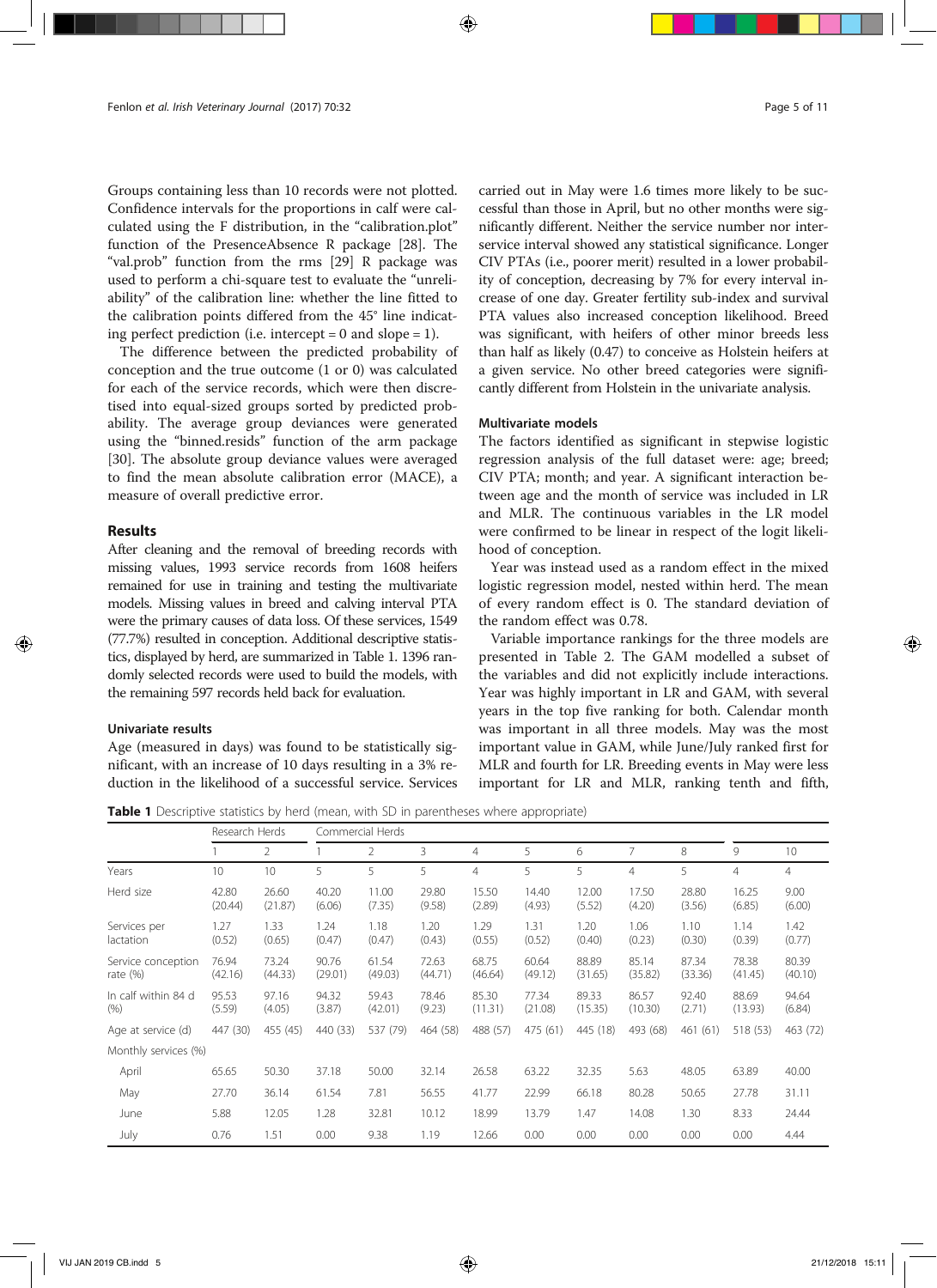Groups containing less than 10 records were not plotted. Confidence intervals for the proportions in calf were calculated using the F distribution, in the "calibration.plot" function of the PresenceAbsence R package [28]. The "val.prob" function from the rms [29] R package was used to perform a chi-square test to evaluate the "unreliability" of the calibration line: whether the line fitted to the calibration points differed from the 45° line indicating perfect prediction (i.e. intercept = 0 and slope = 1).

The difference between the predicted probability of conception and the true outcome (1 or 0) was calculated for each of the service records, which were then discretised into equal-sized groups sorted by predicted probability. The average group deviances were generated using the "binned.resids" function of the arm package [30]. The absolute group deviance values were averaged to find the mean absolute calibration error (MACE), a measure of overall predictive error.

## Results

After cleaning and the removal of breeding records with missing values, 1993 service records from 1608 heifers remained for use in training and testing the multivariate models. Missing values in breed and calving interval PTA were the primary causes of data loss. Of these services, 1549 (77.7%) resulted in conception. Additional descriptive statistics, displayed by herd, are summarized in Table 1. 1396 randomly selected records were used to build the models, with the remaining 597 records held back for evaluation.

### Univariate results

Age (measured in days) was found to be statistically significant, with an increase of 10 days resulting in a 3% reduction in the likelihood of a successful service. Services carried out in May were 1.6 times more likely to be successful than those in April, but no other months were significantly different. Neither the service number nor inter-service interval showed any statistical significance. Longer CIV PTAs (i.e., poorer merit) resulted in a lower probability of conception, decreasing by 7% for every interval increase of one day. Greater fertility sub-index and survival PTA values also increased conception likelihood. Breed was significant, with heifers of other minor breeds less than half as likely (0.47) to conceive as Holstein heifers at a given service. No other breed categories were significantly different from Holstein in the univariate analysis.

### Multivariate models

The factors identified as significant in stepwise logistic regression analysis of the full dataset were: age; breed; CIV PTA; month; and year. A significant interaction between age and the month of service was included in LR and MLR. The continuous variables in the LR model were confirmed to be linear in respect of the logit likelihood of conception.

Year was instead used as a random effect in the mixed logistic regression model, nested within herd. The mean of every random effect is 0. The standard deviation of the random effect was 0.78.

Variable importance rankings for the three models are presented in Table 2. The GAM modelled a subset of the variables and did not explicitly include interactions. Year was highly important in LR and GAM, with several years in the top five ranking for both. Calendar month was important in all three models. May was the most important value in GAM, while June/July ranked first for MLR and fourth for LR. Breeding events in May were less important for LR and MLR, ranking tenth and fifth,

**Table 1** Descriptive statistics by herd (mean, with SD in parentheses where appropriate)

| | Research Herds | | Commercial Herds | | | | | | | | | |
|---|---|---|---|---|---|---|---|---|---|---|---|---|
| | 1 | 2 | 1 | 2 | 3 | 4 | 5 | 6 | 7 | 8 | 9 | 10 |
| Years | 10 | 10 | 5 | 5 | 5 | 4 | 5 | 5 | 4 | 5 | 4 | 4 |
| Herd size | 42.80 (20.44) | 26.60 (21.87) | 40.20 (6.06) | 11.00 (7.35) | 29.80 (9.58) | 15.50 (2.89) | 14.40 (4.93) | 12.00 (5.52) | 17.50 (4.20) | 28.80 (3.56) | 16.25 (6.85) | 9.00 (6.00) |
| Services per lactation | 1.27 (0.52) | 1.33 (0.65) | 1.24 (0.47) | 1.18 (0.47) | 1.20 (0.43) | 1.29 (0.55) | 1.31 (0.52) | 1.20 (0.40) | 1.06 (0.23) | 1.10 (0.30) | 1.14 (0.39) | 1.42 (0.77) |
| Service conception rate (%) | 76.94 (42.16) | 73.24 (44.33) | 90.76 (29.01) | 61.54 (49.03) | 72.63 (44.71) | 68.75 (46.64) | 60.64 (49.12) | 88.89 (31.65) | 85.14 (35.82) | 87.34 (33.36) | 78.38 (41.45) | 80.39 (40.10) |
| In calf within 84 d (%) | 95.53 (5.59) | 97.16 (4.05) | 94.32 (3.87) | 59.43 (42.01) | 78.46 (9.23) | 85.30 (11.31) | 77.34 (21.08) | 89.33 (15.35) | 86.57 (10.30) | 92.40 (2.71) | 88.69 (13.93) | 94.64 (6.84) |
| Age at service (d) | 447 (30) | 455 (45) | 440 (33) | 537 (79) | 464 (58) | 488 (57) | 475 (61) | 445 (18) | 493 (68) | 461 (61) | 518 (53) | 463 (72) |
| Monthly services (%) | | | | | | | | | | | | |
| April | 65.65 | 50.30 | 37.18 | 50.00 | 32.14 | 26.58 | 63.22 | 32.35 | 5.63 | 48.05 | 63.89 | 40.00 |
| May | 27.70 | 36.14 | 61.54 | 7.81 | 56.55 | 41.77 | 22.99 | 66.18 | 80.28 | 50.65 | 27.78 | 31.11 |
| June | 5.88 | 12.05 | 1.28 | 32.81 | 10.12 | 18.99 | 13.79 | 1.47 | 14.08 | 1.30 | 8.33 | 24.44 |
| July | 0.76 | 1.51 | 0.00 | 9.38 | 1.19 | 12.66 | 0.00 | 0.00 | 0.00 | 0.00 | 0.00 | 4.44 |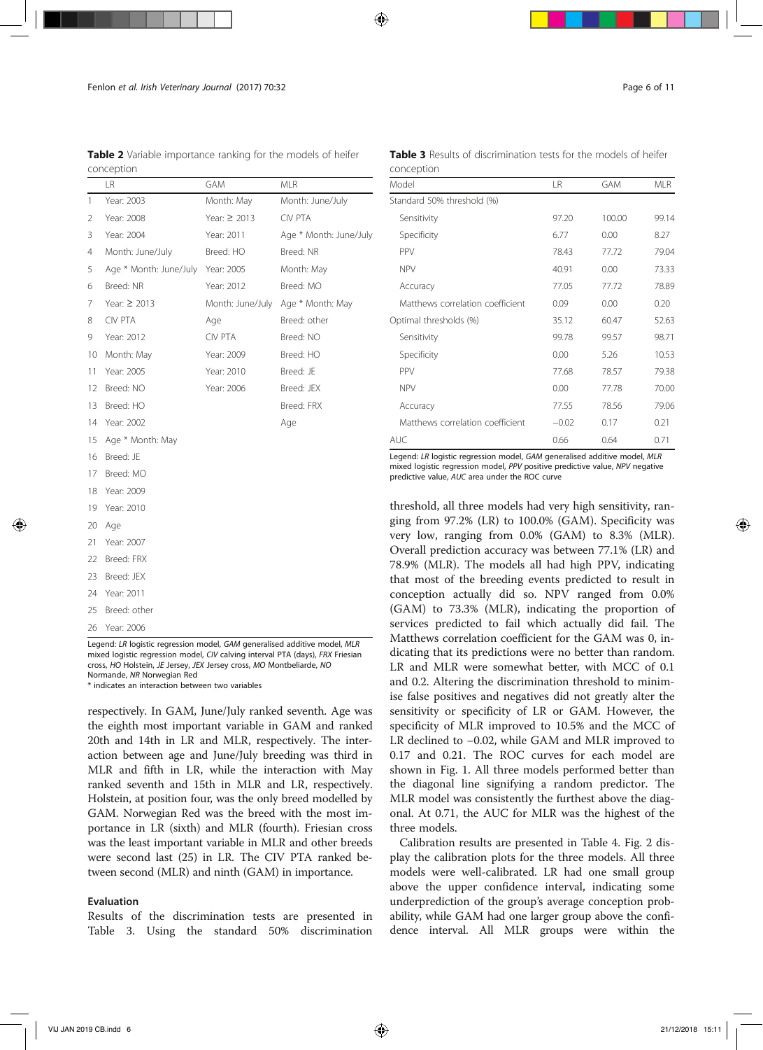**Table 2** Variable importance ranking for the models of heifer conception

| | LR | GAM | MLR |
|---|---|---|---|
| 1 | Year: 2003 | Month: May | Month: June/July |
| 2 | Year: 2008 | Year: ≥ 2013 | CIV PTA |
| 3 | Year: 2004 | Year: 2011 | Age * Month: June/July |
| 4 | Month: June/July | Breed: HO | Breed: NR |
| 5 | Age * Month: June/July | Year: 2005 | Month: May |
| 6 | Breed: NR | Year: 2012 | Breed: MO |
| 7 | Year: ≥ 2013 | Month: June/July | Age * Month: May |
| 8 | CIV PTA | Age | Breed: other |
| 9 | Year: 2012 | CIV PTA | Breed: NO |
| 10 | Month: May | Year: 2009 | Breed: HO |
| 11 | Year: 2005 | Year: 2010 | Breed: JE |
| 12 | Breed: NO | Year: 2006 | Breed: JEX |
| 13 | Breed: HO | | Breed: FRX |
| 14 | Year: 2002 | | Age |
| 15 | Age * Month: May | | |
| 16 | Breed: JE | | |
| 17 | Breed: MO | | |
| 18 | Year: 2009 | | |
| 19 | Year: 2010 | | |
| 20 | Age | | |
| 21 | Year: 2007 | | |
| 22 | Breed: FRX | | |
| 23 | Breed: JEX | | |
| 24 | Year: 2011 | | |
| 25 | Breed: other | | |
| 26 | Year: 2006 | | |

Legend: *LR* logistic regression model, *GAM* generalised additive model, *MLR* mixed logistic regression model, *CIV* calving interval PTA (days), *FRX* Friesian cross, *HO* Holstein, *JE* Jersey, *JEX* Jersey cross, *MO* Montbeliarde, *NO* Normande, *NR* Norwegian Red
* indicates an interaction between two variables

respectively. In GAM, June/July ranked seventh. Age was the eighth most important variable in GAM and ranked 20th and 14th in LR and MLR, respectively. The interaction between age and June/July breeding was third in MLR and fifth in LR, while the interaction with May ranked seventh and 15th in MLR and LR, respectively. Holstein, at position four, was the only breed modelled by GAM. Norwegian Red was the breed with the most importance in LR (sixth) and MLR (fourth). Friesian cross was the least important variable in MLR and other breeds were second last (25) in LR. The CIV PTA ranked between second (MLR) and ninth (GAM) in importance.

### Evaluation

Results of the discrimination tests are presented in Table 3. Using the standard 50% discrimination threshold, all three models had very high sensitivity, ranging from 97.2% (LR) to 100.0% (GAM). Specificity was very low, ranging from 0.0% (GAM) to 8.3% (MLR). Overall prediction accuracy was between 77.1% (LR) and 78.9% (MLR). The models all had high PPV, indicating that most of the breeding events predicted to result in conception actually did so. NPV ranged from 0.0% (GAM) to 73.3% (MLR), indicating the proportion of services predicted to fail which actually did fail. The Matthews correlation coefficient for the GAM was 0, indicating that its predictions were no better than random. LR and MLR were somewhat better, with MCC of 0.1 and 0.2. Altering the discrimination threshold to minimise false positives and negatives did not greatly alter the sensitivity or specificity of LR or GAM. However, the specificity of MLR improved to 10.5% and the MCC of LR declined to −0.02, while GAM and MLR improved to 0.17 and 0.21. The ROC curves for each model are shown in Fig. 1. All three models performed better than the diagonal line signifying a random predictor. The MLR model was consistently the furthest above the diagonal. At 0.71, the AUC for MLR was the highest of the three models.

**Table 3** Results of discrimination tests for the models of heifer conception

| Model | LR | GAM | MLR |
|---|---|---|---|
| Standard 50% threshold (%) | | | |
| Sensitivity | 97.20 | 100.00 | 99.14 |
| Specificity | 6.77 | 0.00 | 8.27 |
| PPV | 78.43 | 77.72 | 79.04 |
| NPV | 40.91 | 0.00 | 73.33 |
| Accuracy | 77.05 | 77.72 | 78.89 |
| Matthews correlation coefficient | 0.09 | 0.00 | 0.20 |
| Optimal thresholds (%) | 35.12 | 60.47 | 52.63 |
| Sensitivity | 99.78 | 99.57 | 98.71 |
| Specificity | 0.00 | 5.26 | 10.53 |
| PPV | 77.68 | 78.57 | 79.38 |
| NPV | 0.00 | 77.78 | 70.00 |
| Accuracy | 77.55 | 78.56 | 79.06 |
| Matthews correlation coefficient | −0.02 | 0.17 | 0.21 |
| AUC | 0.66 | 0.64 | 0.71 |

Legend: *LR* logistic regression model, *GAM* generalised additive model, *MLR* mixed logistic regression model, *PPV* positive predictive value, *NPV* negative predictive value, *AUC* area under the ROC curve

Calibration results are presented in Table 4. Fig. 2 display the calibration plots for the three models. All three models were well-calibrated. LR had one small group above the upper confidence interval, indicating some underprediction of the group's average conception probability, while GAM had one larger group above the confidence interval. All MLR groups were within the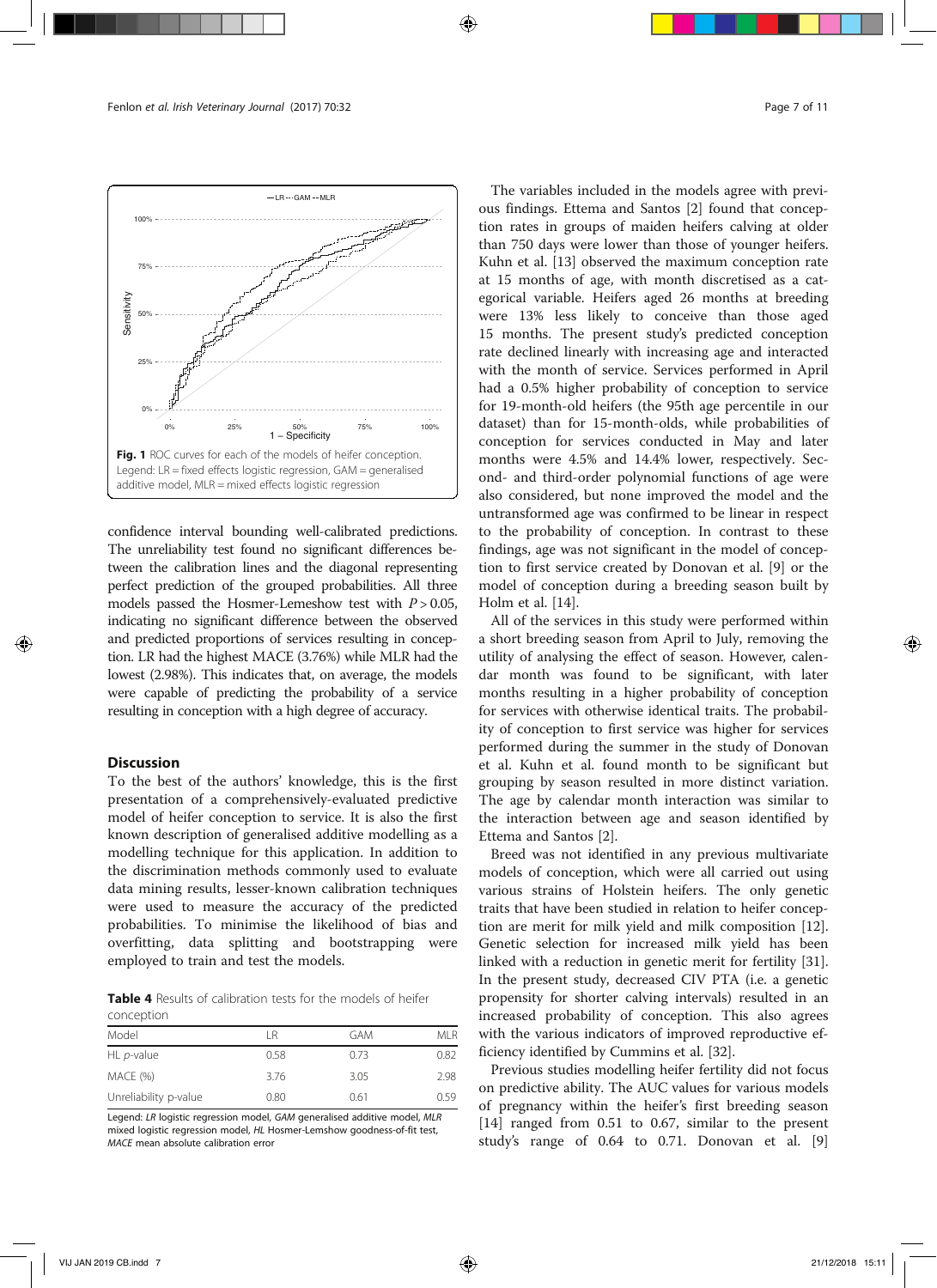Fig. 1 ROC curves for each of the models of heifer conception. Legend: LR = fixed effects logistic regression, GAM = generalised additive model, MLR = mixed effects logistic regression

confidence interval bounding well-calibrated predictions. The unreliability test found no significant differences between the calibration lines and the diagonal representing perfect prediction of the grouped probabilities. All three models passed the Hosmer-Lemeshow test with $P > 0.05$, indicating no significant difference between the observed and predicted proportions of services resulting in conception. LR had the highest MACE (3.76%) while MLR had the lowest (2.98%). This indicates that, on average, the models were capable of predicting the probability of a service resulting in conception with a high degree of accuracy.

## Discussion

To the best of the authors' knowledge, this is the first presentation of a comprehensively-evaluated predictive model of heifer conception to service. It is also the first known description of generalised additive modelling as a modelling technique for this application. In addition to the discrimination methods commonly used to evaluate data mining results, lesser-known calibration techniques were used to measure the accuracy of the predicted probabilities. To minimise the likelihood of bias and overfitting, data splitting and bootstrapping were employed to train and test the models.

**Table 4** Results of calibration tests for the models of heifer conception

| Model | LR | GAM | MLR |
|---|---|---|---|
| HL *p*-value | 0.58 | 0.73 | 0.82 |
| MACE (%) | 3.76 | 3.05 | 2.98 |
| Unreliability p-value | 0.80 | 0.61 | 0.59 |

Legend: *LR* logistic regression model, *GAM* generalised additive model, *MLR* mixed logistic regression model, *HL* Hosmer-Lemshow goodness-of-fit test, *MACE* mean absolute calibration error

The variables included in the models agree with previous findings. Ettema and Santos [2] found that conception rates in groups of maiden heifers calving at older than 750 days were lower than those of younger heifers. Kuhn et al. [13] observed the maximum conception rate at 15 months of age, with month discretised as a categorical variable. Heifers aged 26 months at breeding were 13% less likely to conceive than those aged 15 months. The present study's predicted conception rate declined linearly with increasing age and interacted with the month of service. Services performed in April had a 0.5% higher probability of conception to service for 19-month-old heifers (the 95th age percentile in our dataset) than for 15-month-olds, while probabilities of conception for services conducted in May and later months were 4.5% and 14.4% lower, respectively. Second- and third-order polynomial functions of age were also considered, but none improved the model and the untransformed age was confirmed to be linear in respect to the probability of conception. In contrast to these findings, age was not significant in the model of conception to first service created by Donovan et al. [9] or the model of conception during a breeding season built by Holm et al. [14].

All of the services in this study were performed within a short breeding season from April to July, removing the utility of analysing the effect of season. However, calendar month was found to be significant, with later months resulting in a higher probability of conception for services with otherwise identical traits. The probability of conception to first service was higher for services performed during the summer in the study of Donovan et al. Kuhn et al. found month to be significant but grouping by season resulted in more distinct variation. The age by calendar month interaction was similar to the interaction between age and season identified by Ettema and Santos [2].

Breed was not identified in any previous multivariate models of conception, which were all carried out using various strains of Holstein heifers. The only genetic traits that have been studied in relation to heifer conception are merit for milk yield and milk composition [12]. Genetic selection for increased milk yield has been linked with a reduction in genetic merit for fertility [31]. In the present study, decreased CIV PTA (i.e. a genetic propensity for shorter calving intervals) resulted in an increased probability of conception. This also agrees with the various indicators of improved reproductive efficiency identified by Cummins et al. [32].

Previous studies modelling heifer fertility did not focus on predictive ability. The AUC values for various models of pregnancy within the heifer's first breeding season [14] ranged from 0.51 to 0.67, similar to the present study's range of 0.64 to 0.71. Donovan et al. [9]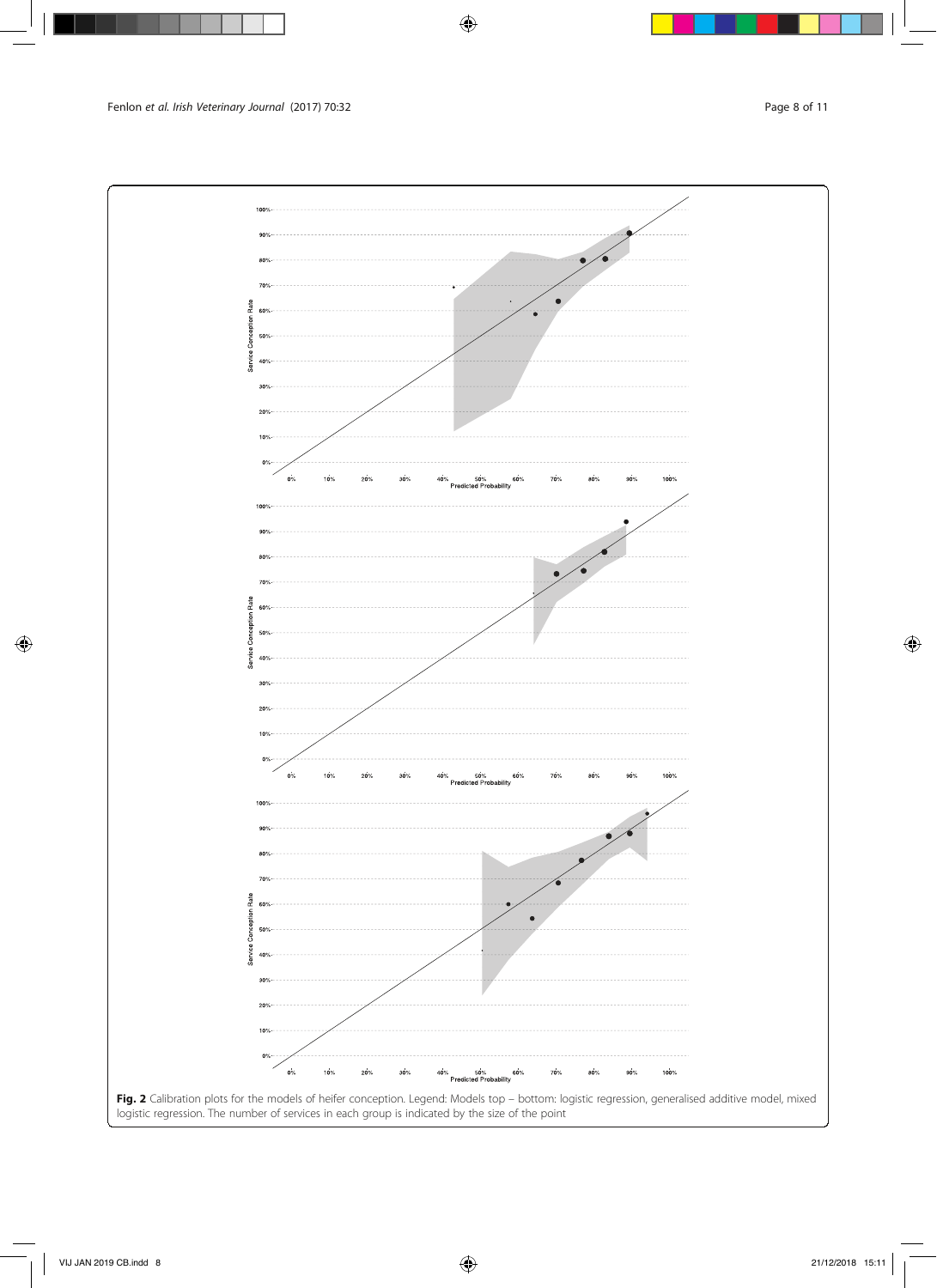**Fig. 2** Calibration plots for the models of heifer conception. Legend: Models top – bottom: logistic regression, generalised additive model, mixed logistic regression. The number of services in each group is indicated by the size of the point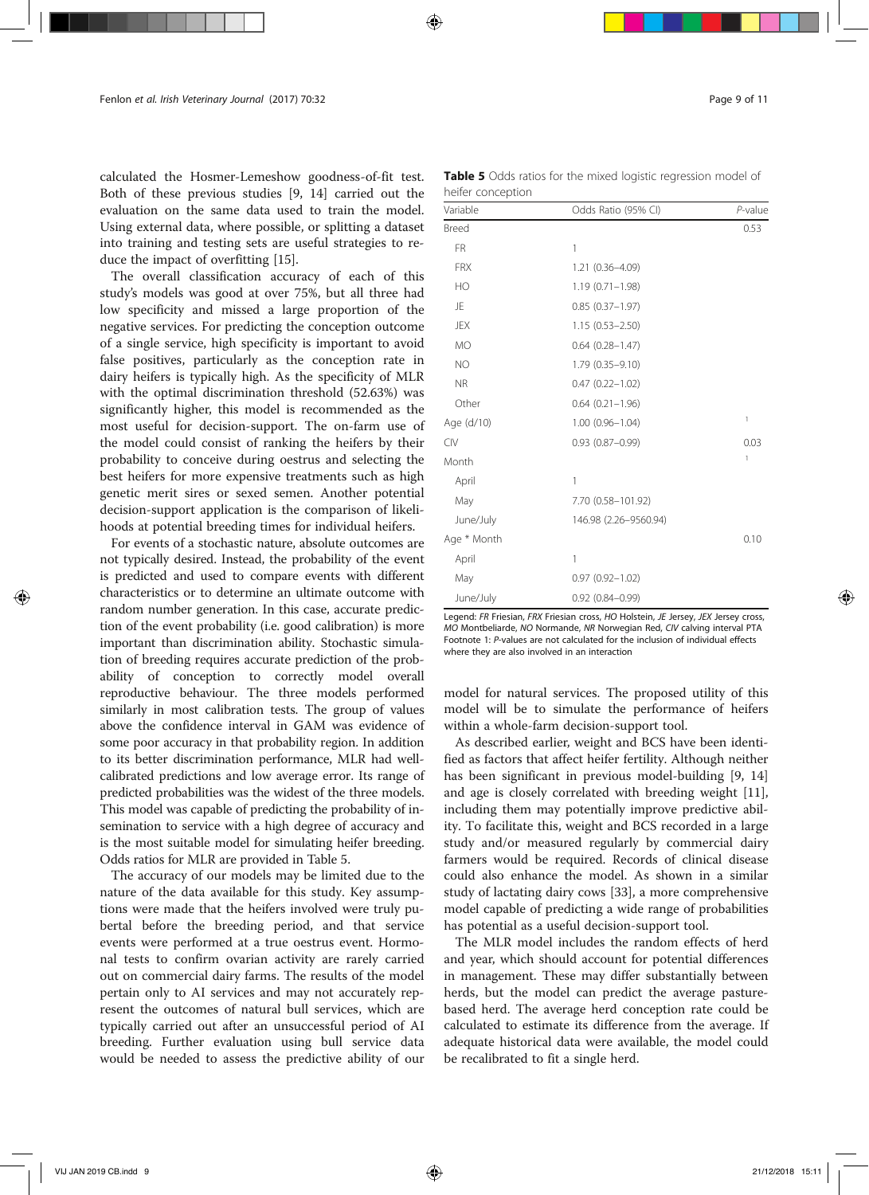calculated the Hosmer-Lemeshow goodness-of-fit test. Both of these previous studies [9, 14] carried out the evaluation on the same data used to train the model. Using external data, where possible, or splitting a dataset into training and testing sets are useful strategies to reduce the impact of overfitting [15].

The overall classification accuracy of each of this study's models was good at over 75%, but all three had low specificity and missed a large proportion of the negative services. For predicting the conception outcome of a single service, high specificity is important to avoid false positives, particularly as the conception rate in dairy heifers is typically high. As the specificity of MLR with the optimal discrimination threshold (52.63%) was significantly higher, this model is recommended as the most useful for decision-support. The on-farm use of the model could consist of ranking the heifers by their probability to conceive during oestrus and selecting the best heifers for more expensive treatments such as high genetic merit sires or sexed semen. Another potential decision-support application is the comparison of likelihoods at potential breeding times for individual heifers.

For events of a stochastic nature, absolute outcomes are not typically desired. Instead, the probability of the event is predicted and used to compare events with different characteristics or to determine an ultimate outcome with random number generation. In this case, accurate prediction of the event probability (i.e. good calibration) is more important than discrimination ability. Stochastic simulation of breeding requires accurate prediction of the probability of conception to correctly model overall reproductive behaviour. The three models performed similarly in most calibration tests. The group of values above the confidence interval in GAM was evidence of some poor accuracy in that probability region. In addition to its better discrimination performance, MLR had well-calibrated predictions and low average error. Its range of predicted probabilities was the widest of the three models. This model was capable of predicting the probability of insemination to service with a high degree of accuracy and is the most suitable model for simulating heifer breeding. Odds ratios for MLR are provided in Table 5.

The accuracy of our models may be limited due to the nature of the data available for this study. Key assumptions were made that the heifers involved were truly pubertal before the breeding period, and that service events were performed at a true oestrus event. Hormonal tests to confirm ovarian activity are rarely carried out on commercial dairy farms. The results of the model pertain only to AI services and may not accurately represent the outcomes of natural bull services, which are typically carried out after an unsuccessful period of AI breeding. Further evaluation using bull service data would be needed to assess the predictive ability of our

**Table 5** Odds ratios for the mixed logistic regression model of heifer conception

| Variable | Odds Ratio (95% CI) | *P*-value |
|---|---|---|
| Breed | | 0.53 |
| FR | 1 | |
| FRX | 1.21 (0.36–4.09) | |
| HO | 1.19 (0.71–1.98) | |
| JE | 0.85 (0.37–1.97) | |
| JEX | 1.15 (0.53–2.50) | |
| MO | 0.64 (0.28–1.47) | |
| NO | 1.79 (0.35–9.10) | |
| NR | 0.47 (0.22–1.02) | |
| Other | 0.64 (0.21–1.96) | |
| Age (d/10) | 1.00 (0.96–1.04) | [1] |
| CIV | 0.93 (0.87–0.99) | 0.03 |
| Month | | [1] |
| April | 1 | |
| May | 7.70 (0.58–101.92) | |
| June/July | 146.98 (2.26–9560.94) | |
| Age * Month | | 0.10 |
| April | 1 | |
| May | 0.97 (0.92–1.02) | |
| June/July | 0.92 (0.84–0.99) | |

Legend: *FR* Friesian, *FRX* Friesian cross, *HO* Holstein, *JE* Jersey, *JEX* Jersey cross, *MO* Montbeliarde, *NO* Normande, *NR* Norwegian Red, *CIV* calving interval PTA
Footnote 1: *P*-values are not calculated for the inclusion of individual effects where they are also involved in an interaction

model for natural services. The proposed utility of this model will be to simulate the performance of heifers within a whole-farm decision-support tool.

As described earlier, weight and BCS have been identified as factors that affect heifer fertility. Although neither has been significant in previous model-building [9, 14] and age is closely correlated with breeding weight [11], including them may potentially improve predictive ability. To facilitate this, weight and BCS recorded in a large study and/or measured regularly by commercial dairy farmers would be required. Records of clinical disease could also enhance the model. As shown in a similar study of lactating dairy cows [33], a more comprehensive model capable of predicting a wide range of probabilities has potential as a useful decision-support tool.

The MLR model includes the random effects of herd and year, which should account for potential differences in management. These may differ substantially between herds, but the model can predict the average pasture-based herd. The average herd conception rate could be calculated to estimate its difference from the average. If adequate historical data were available, the model could be recalibrated to fit a single herd.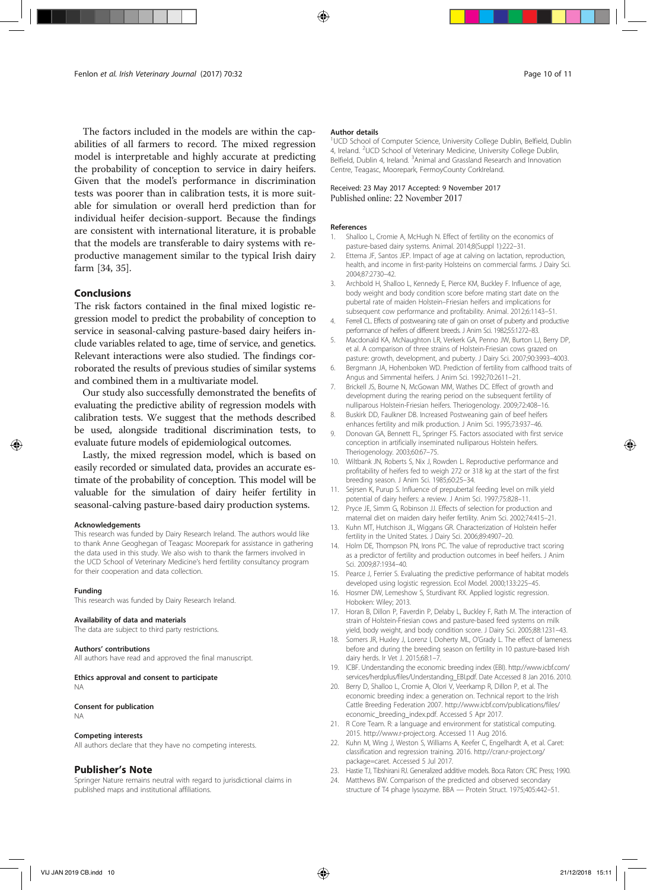The factors included in the models are within the capabilities of all farmers to record. The mixed regression model is interpretable and highly accurate at predicting the probability of conception to service in dairy heifers. Given that the model's performance in discrimination tests was poorer than in calibration tests, it is more suitable for simulation or overall herd prediction than for individual heifer decision-support. Because the findings are consistent with international literature, it is probable that the models are transferable to dairy systems with reproductive management similar to the typical Irish dairy farm [34, 35].

## Conclusions

The risk factors contained in the final mixed logistic regression model to predict the probability of conception to service in seasonal-calving pasture-based dairy heifers include variables related to age, time of service, and genetics. Relevant interactions were also studied. The findings corroborated the results of previous studies of similar systems and combined them in a multivariate model.

Our study also successfully demonstrated the benefits of evaluating the predictive ability of regression models with calibration tests. We suggest that the methods described be used, alongside traditional discrimination tests, to evaluate future models of epidemiological outcomes.

Lastly, the mixed regression model, which is based on easily recorded or simulated data, provides an accurate estimate of the probability of conception. This model will be valuable for the simulation of dairy heifer fertility in seasonal-calving pasture-based dairy production systems.

#### Acknowledgements

This research was funded by Dairy Research Ireland. The authors would like to thank Anne Geoghegan of Teagasc Moorepark for assistance in gathering the data used in this study. We also wish to thank the farmers involved in the UCD School of Veterinary Medicine's herd fertility consultancy program for their cooperation and data collection.

#### Funding

This research was funded by Dairy Research Ireland.

#### Availability of data and materials

The data are subject to third party restrictions.

#### Authors' contributions

All authors have read and approved the final manuscript.

#### Ethics approval and consent to participate

NA

#### Consent for publication

NA

#### Competing interests

All authors declare that they have no competing interests.

## Publisher's Note

Springer Nature remains neutral with regard to jurisdictional claims in published maps and institutional affiliations.

#### Author details

[1]UCD School of Computer Science, University College Dublin, Belfield, Dublin 4, Ireland. [2]UCD School of Veterinary Medicine, University College Dublin, Belfield, Dublin 4, Ireland. [3]Animal and Grassland Research and Innovation Centre, Teagasc, Moorepark, FermoyCounty CorkIreland.

Received: 23 May 2017 Accepted: 9 November 2017
Published online: 22 November 2017

#### References

1. Shalloo L, Cromie A, McHugh N. Effect of fertility on the economics of pasture-based dairy systems. Animal. 2014;8(Suppl 1):222–31.
2. Ettema JF, Santos JEP. Impact of age at calving on lactation, reproduction, health, and income in first-parity Holsteins on commercial farms. J Dairy Sci. 2004;87:2730–42.
3. Archbold H, Shalloo L, Kennedy E, Pierce KM, Buckley F. Influence of age, body weight and body condition score before mating start date on the pubertal rate of maiden Holstein–Friesian heifers and implications for subsequent cow performance and profitability. Animal. 2012;6:1143–51.
4. Ferrell CL. Effects of postweaning rate of gain on onset of puberty and productive performance of heifers of different breeds. J Anim Sci. 1982;55:1272–83.
5. Macdonald KA, McNaughton LR, Verkerk GA, Penno JW, Burton LJ, Berry DP, et al. A comparison of three strains of Holstein-Friesian cows grazed on pasture: growth, development, and puberty. J Dairy Sci. 2007;90:3993–4003.
6. Bergmann JA, Hohenboken WD. Prediction of fertility from calfhood traits of Angus and Simmental heifers. J Anim Sci. 1992;70:2611–21.
7. Brickell JS, Bourne N, McGowan MM, Wathes DC. Effect of growth and development during the rearing period on the subsequent fertility of nulliparous Holstein-Friesian heifers. Theriogenology. 2009;72:408–16.
8. Buskirk DD, Faulkner DB. Increased Postweaning gain of beef heifers enhances fertility and milk production. J Anim Sci. 1995;73:937–46.
9. Donovan GA, Bennett FL, Springer FS. Factors associated with first service conception in artificially inseminated nulliparous Holstein heifers. Theriogenology. 2003;60:67–75.
10. Wiltbank JN, Roberts S, Nix J, Rowden L. Reproductive performance and profitability of heifers fed to weigh 272 or 318 kg at the start of the first breeding season. J Anim Sci. 1985;60:25–34.
11. Sejrsen K, Purup S. Influence of prepubertal feeding level on milk yield potential of dairy heifers: a review. J Anim Sci. 1997;75:828–11.
12. Pryce JE, Simm G, Robinson JJ. Effects of selection for production and maternal diet on maiden dairy heifer fertility. Anim Sci. 2002;74:415–21.
13. Kuhn MT, Hutchison JL, Wiggans GR. Characterization of Holstein heifer fertility in the United States. J Dairy Sci. 2006;89:4907–20.
14. Holm DE, Thompson PN, Irons PC. The value of reproductive tract scoring as a predictor of fertility and production outcomes in beef heifers. J Anim Sci. 2009;87:1934–40.
15. Pearce J, Ferrier S. Evaluating the predictive performance of habitat models developed using logistic regression. Ecol Model. 2000;133:225–45.
16. Hosmer DW, Lemeshow S, Sturdivant RX. Applied logistic regression. Hoboken: Wiley; 2013.
17. Horan B, Dillon P, Faverdin P, Delaby L, Buckley F, Rath M. The interaction of strain of Holstein-Friesian cows and pasture-based feed systems on milk yield, body weight, and body condition score. J Dairy Sci. 2005;88:1231–43.
18. Somers JR, Huxley J, Lorenz I, Doherty ML, O'Grady L. The effect of lameness before and during the breeding season on fertility in 10 pasture-based Irish dairy herds. Ir Vet J. 2015;68:1–7.
19. ICBF. Understanding the economic breeding index (EBI). http://www.icbf.com/services/herdplus/files/Understanding_EBI.pdf. Date Accessed 8 Jan 2016. 2010.
20. Berry D, Shalloo L, Cromie A, Olori V, Veerkamp R, Dillon P, et al. The economic breeding index: a generation on. Technical report to the Irish Cattle Breeding Federation 2007. http://www.icbf.com/publications/files/economic_breeding_index.pdf. Accessed 5 Apr 2017.
21. R Core Team. R: a language and environment for statistical computing. 2015. http://www.r-project.org. Accessed 11 Aug 2016.
22. Kuhn M, Wing J, Weston S, Williams A, Keefer C, Engelhardt A, et al. Caret: classification and regression training. 2016. http://cran.r-project.org/package=caret. Accessed 5 Jul 2017.
23. Hastie TJ, Tibshirani RJ. Generalized additive models. Boca Raton: CRC Press; 1990.
24. Matthews BW. Comparison of the predicted and observed secondary structure of T4 phage lysozyme. BBA — Protein Struct. 1975;405:442–51.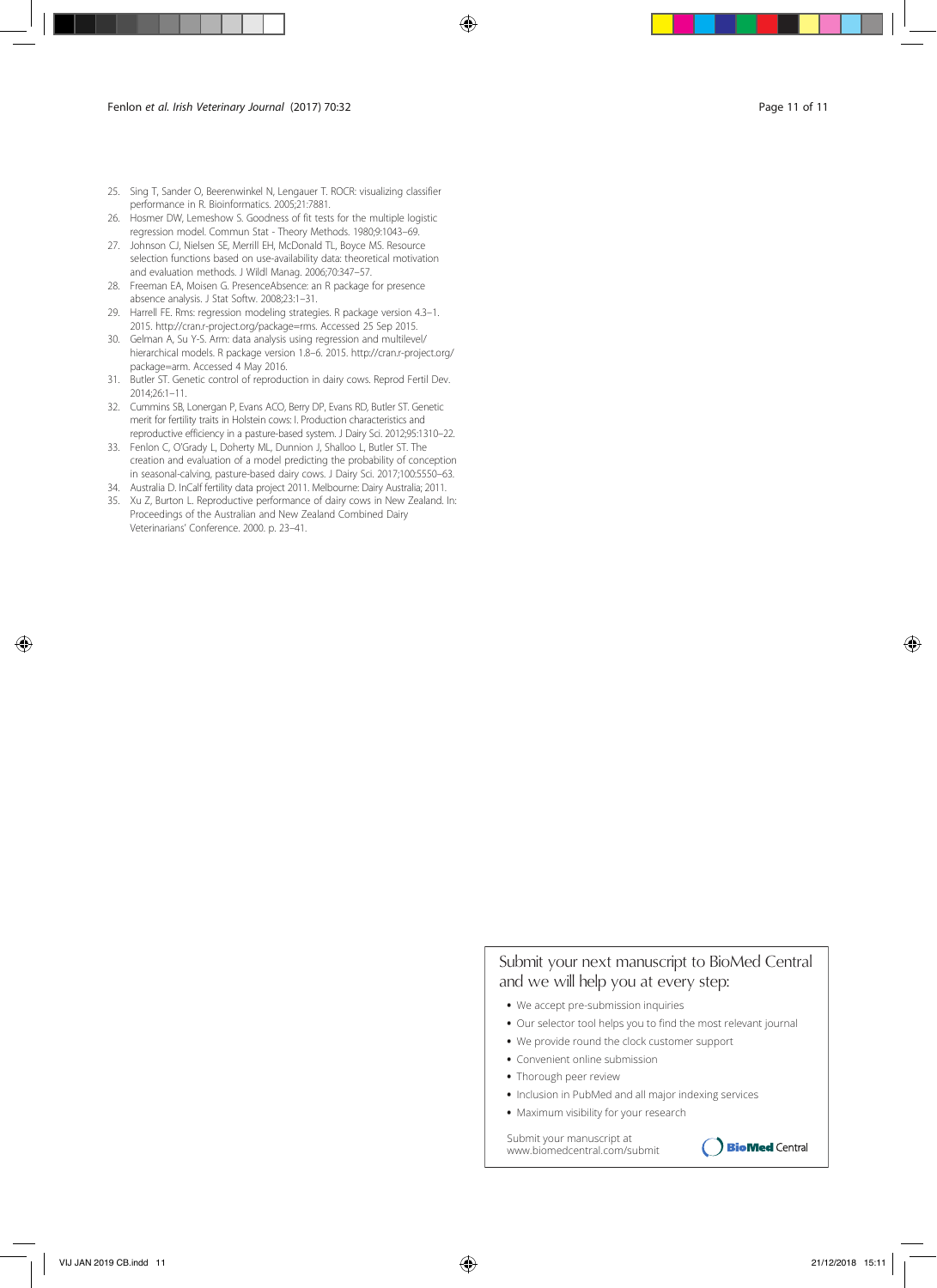25. Sing T, Sander O, Beerenwinkel N, Lengauer T. ROCR: visualizing classifier performance in R. Bioinformatics. 2005;21:7881.
26. Hosmer DW, Lemeshow S. Goodness of fit tests for the multiple logistic regression model. Commun Stat - Theory Methods. 1980;9:1043–69.
27. Johnson CJ, Nielsen SE, Merrill EH, McDonald TL, Boyce MS. Resource selection functions based on use-availability data: theoretical motivation and evaluation methods. J Wildl Manag. 2006;70:347–57.
28. Freeman EA, Moisen G. PresenceAbsence: an R package for presence absence analysis. J Stat Softw. 2008;23:1–31.
29. Harrell FE. Rms: regression modeling strategies. R package version 4.3–1. 2015. http://cran.r-project.org/package=rms. Accessed 25 Sep 2015.
30. Gelman A, Su Y-S. Arm: data analysis using regression and multilevel/ hierarchical models. R package version 1.8–6. 2015. http://cran.r-project.org/ package=arm. Accessed 4 May 2016.
31. Butler ST. Genetic control of reproduction in dairy cows. Reprod Fertil Dev. 2014;26:1–11.
32. Cummins SB, Lonergan P, Evans ACO, Berry DP, Evans RD, Butler ST. Genetic merit for fertility traits in Holstein cows: I. Production characteristics and reproductive efficiency in a pasture-based system. J Dairy Sci. 2012;95:1310–22.
33. Fenlon C, O'Grady L, Doherty ML, Dunnion J, Shalloo L, Butler ST. The creation and evaluation of a model predicting the probability of conception in seasonal-calving, pasture-based dairy cows. J Dairy Sci. 2017;100:5550–63.
34. Australia D. InCalf fertility data project 2011. Melbourne: Dairy Australia; 2011.
35. Xu Z, Burton L. Reproductive performance of dairy cows in New Zealand. In: Proceedings of the Australian and New Zealand Combined Dairy Veterinarians' Conference. 2000. p. 23–41.

Submit your next manuscript to BioMed Central and we will help you at every step:

- We accept pre-submission inquiries
- Our selector tool helps you to find the most relevant journal
- We provide round the clock customer support
- Convenient online submission
- Thorough peer review
- Inclusion in PubMed and all major indexing services
- Maximum visibility for your research

Submit your manuscript at www.biomedcentral.com/submit

BioMed Central